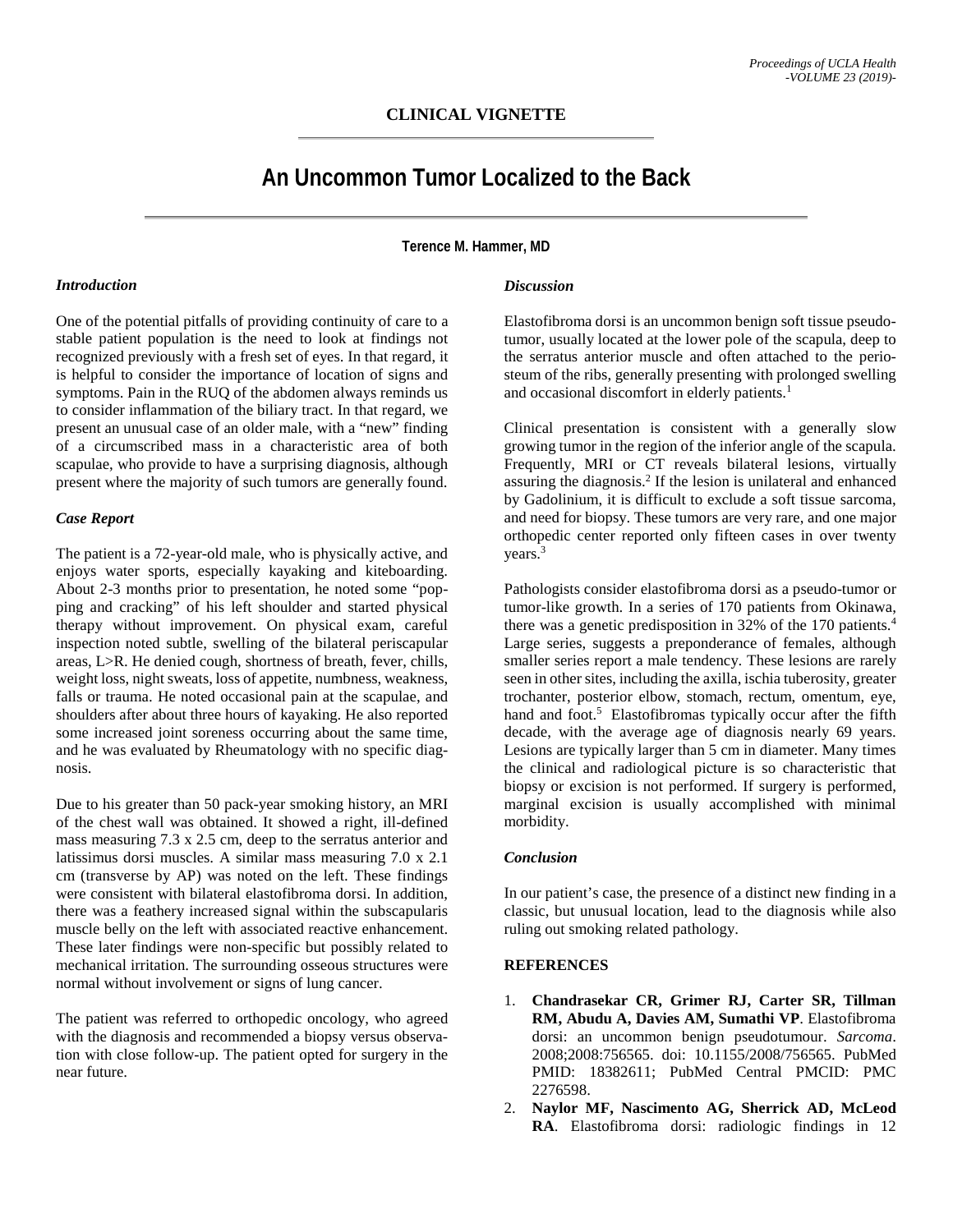## CLINICAL VIGNETTE

# An Uncommon Tumor Localized to the Back

**Terence M. Hammer, MD**

### *Introduction*

One of the potential pitfalls of providing continuity of care to a stable patient population is the need to look at findings not recognized previously with a fresh set of eyes. In that regard, it is helpful to consider the importance of location of signs and symptoms. Pain in the RUQ of the abdomen always reminds us to consider inflammation of the biliary tract. In that regard, we present an unusual case of an older male, with a "new" finding of a circumscribed mass in a characteristic area of both scapulae, who provide to have a surprising diagnosis, although present where the majority of such tumors are generally found.

### *Case Report*

The patient is a 72-year-old male, who is physically active, and enjoys water sports, especially kayaking and kiteboarding. About 2-3 months prior to presentation, he noted some "popping and cracking" of his left shoulder and started physical therapy without improvement. On physical exam, careful inspection noted subtle, swelling of the bilateral periscapular areas, L>R. He denied cough, shortness of breath, fever, chills, weight loss, night sweats, loss of appetite, numbness, weakness, falls or trauma. He noted occasional pain at the scapulae, and shoulders after about three hours of kayaking. He also reported some increased joint soreness occurring about the same time, and he was evaluated by Rheumatology with no specific diagnosis.

Due to his greater than 50 pack-year smoking history, an MRI of the chest wall was obtained. It showed a right, ill-defined mass measuring 7.3 x 2.5 cm, deep to the serratus anterior and latissimus dorsi muscles. A similar mass measuring 7.0 x 2.1 cm (transverse by AP) was noted on the left. These findings were consistent with bilateral elastofibroma dorsi. In addition, there was a feathery increased signal within the subscapularis muscle belly on the left with associated reactive enhancement. These later findings were non-specific but possibly related to mechanical irritation. The surrounding osseous structures were normal without involvement or signs of lung cancer.

The patient was referred to orthopedic oncology, who agreed with the diagnosis and recommended a biopsy versus observation with close follow-up. The patient opted for surgery in the near future.

### *Discussion*

Elastofibroma dorsi is an uncommon benign soft tissue pseudo-tumor, usually located at the lower pole of the scapula, deep to the serratus anterior muscle and often attached to the periosteum of the ribs, generally presenting with prolonged swelling and occasional discomfort in elderly patients.[1]

Clinical presentation is consistent with a generally slow growing tumor in the region of the inferior angle of the scapula. Frequently, MRI or CT reveals bilateral lesions, virtually assuring the diagnosis.[2] If the lesion is unilateral and enhanced by Gadolinium, it is difficult to exclude a soft tissue sarcoma, and need for biopsy. These tumors are very rare, and one major orthopedic center reported only fifteen cases in over twenty years.[3]

Pathologists consider elastofibroma dorsi as a pseudo-tumor or tumor-like growth. In a series of 170 patients from Okinawa, there was a genetic predisposition in 32% of the 170 patients.[4] Large series, suggests a preponderance of females, although smaller series report a male tendency. These lesions are rarely seen in other sites, including the axilla, ischia tuberosity, greater trochanter, posterior elbow, stomach, rectum, omentum, eye, hand and foot.[5] Elastofibromas typically occur after the fifth decade, with the average age of diagnosis nearly 69 years. Lesions are typically larger than 5 cm in diameter. Many times the clinical and radiological picture is so characteristic that biopsy or excision is not performed. If surgery is performed, marginal excision is usually accomplished with minimal morbidity.

### *Conclusion*

In our patient's case, the presence of a distinct new finding in a classic, but unusual location, lead to the diagnosis while also ruling out smoking related pathology.

### REFERENCES

1. **Chandrasekar CR, Grimer RJ, Carter SR, Tillman RM, Abudu A, Davies AM, Sumathi VP**. Elastofibroma dorsi: an uncommon benign pseudotumour. *Sarcoma*. 2008;2008:756565. doi: 10.1155/2008/756565. PubMed PMID: 18382611; PubMed Central PMCID: PMC 2276598.
2. **Naylor MF, Nascimento AG, Sherrick AD, McLeod RA**. Elastofibroma dorsi: radiologic findings in 12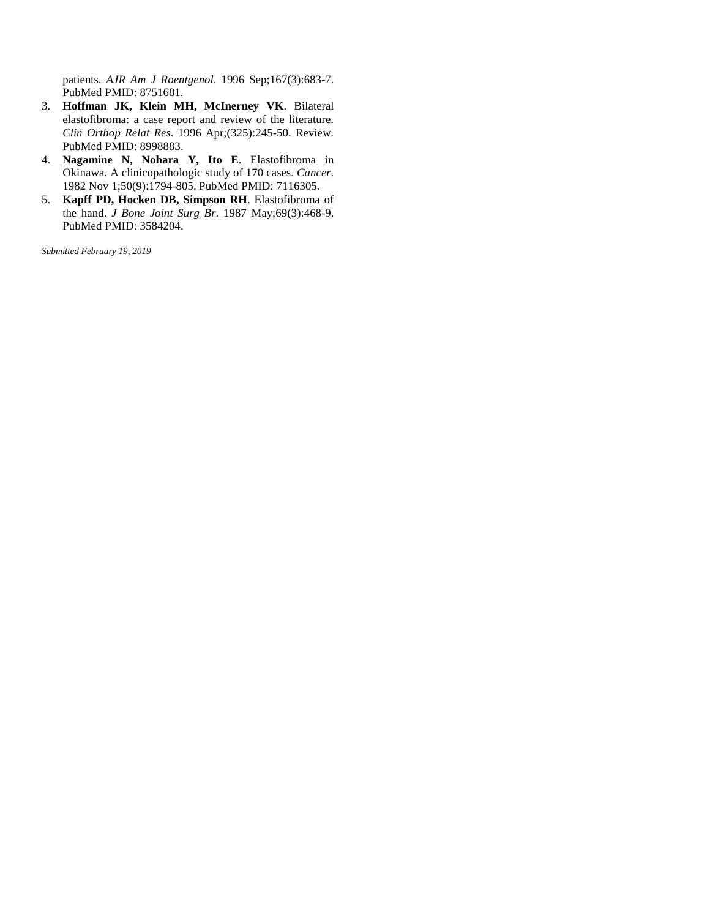patients. *AJR Am J Roentgenol*. 1996 Sep;167(3):683-7. PubMed PMID: 8751681.

3. **Hoffman JK, Klein MH, McInerney VK**. Bilateral elastofibroma: a case report and review of the literature. *Clin Orthop Relat Res*. 1996 Apr;(325):245-50. Review. PubMed PMID: 8998883.
4. **Nagamine N, Nohara Y, Ito E**. Elastofibroma in Okinawa. A clinicopathologic study of 170 cases. *Cancer*. 1982 Nov 1;50(9):1794-805. PubMed PMID: 7116305.
5. **Kapff PD, Hocken DB, Simpson RH**. Elastofibroma of the hand. *J Bone Joint Surg Br*. 1987 May;69(3):468-9. PubMed PMID: 3584204.

*Submitted February 19, 2019*